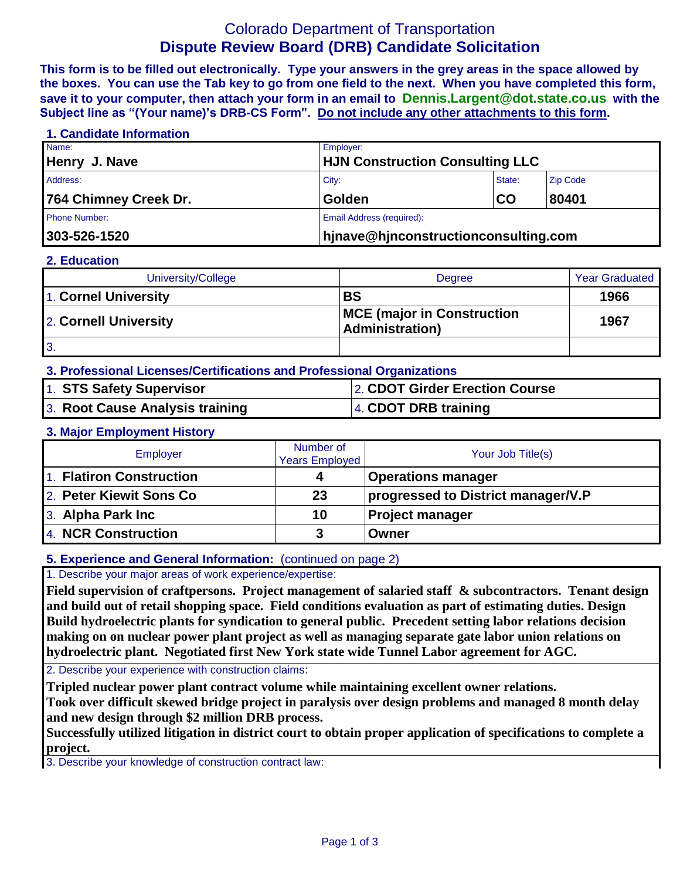# Colorado Department of Transportation
## Dispute Review Board (DRB) Candidate Solicitation

**This form is to be filled out electronically. Type your answers in the grey areas in the space allowed by the boxes. You can use the Tab key to go from one field to the next. When you have completed this form, save it to your computer, then attach your form in an email to Dennis.Largent@dot.state.co.us with the Subject line as "(Your name)'s DRB-CS Form". Do not include any other attachments to this form.**

### 1. Candidate Information

| Name: | Employer: | | |
|---|---|---|---|
| **Henry J. Nave** | **HJN Construction Consulting LLC** | | |
| Address: | City: | State: | Zip Code |
| **764 Chimney Creek Dr.** | **Golden** | **CO** | **80401** |
| Phone Number: | Email Address (required): | | |
| **303-526-1520** | **hjnave@hjnconstructionconsulting.com** | | |

### 2. Education

| University/College | Degree | Year Graduated |
|---|---|---|
| 1. **Cornel University** | **BS** | **1966** |
| 2. **Cornell University** | **MCE (major in Construction Administration)** | **1967** |
| 3. | | |

### 3. Professional Licenses/Certifications and Professional Organizations

| | |
|---|---|
| 1. **STS Safety Supervisor** | 2. **CDOT Girder Erection Course** |
| 3. **Root Cause Analysis training** | 4. **CDOT DRB training** |

### 3. Major Employment History

| Employer | Number of Years Employed | Your Job Title(s) |
|---|---|---|
| 1. **Flatiron Construction** | **4** | **Operations manager** |
| 2. **Peter Kiewit Sons Co** | **23** | **progressed to District manager/V.P** |
| 3. **Alpha Park Inc** | **10** | **Project manager** |
| 4. **NCR Construction** | **3** | **Owner** |

### 5. Experience and General Information: (continued on page 2)

1. Describe your major areas of work experience/expertise:

**Field supervision of craftpersons. Project management of salaried staff & subcontractors. Tenant design and build out of retail shopping space. Field conditions evaluation as part of estimating duties. Design Build hydroelectric plants for syndication to general public. Precedent setting labor relations decision making on on nuclear power plant project as well as managing separate gate labor union relations on hydroelectric plant. Negotiated first New York state wide Tunnel Labor agreement for AGC.**

2. Describe your experience with construction claims:

**Tripled nuclear power plant contract volume while maintaining excellent owner relations.**
**Took over difficult skewed bridge project in paralysis over design problems and managed 8 month delay and new design through $2 million DRB process.**
**Successfully utilized litigation in district court to obtain proper application of specifications to complete a project.**

3. Describe your knowledge of construction contract law: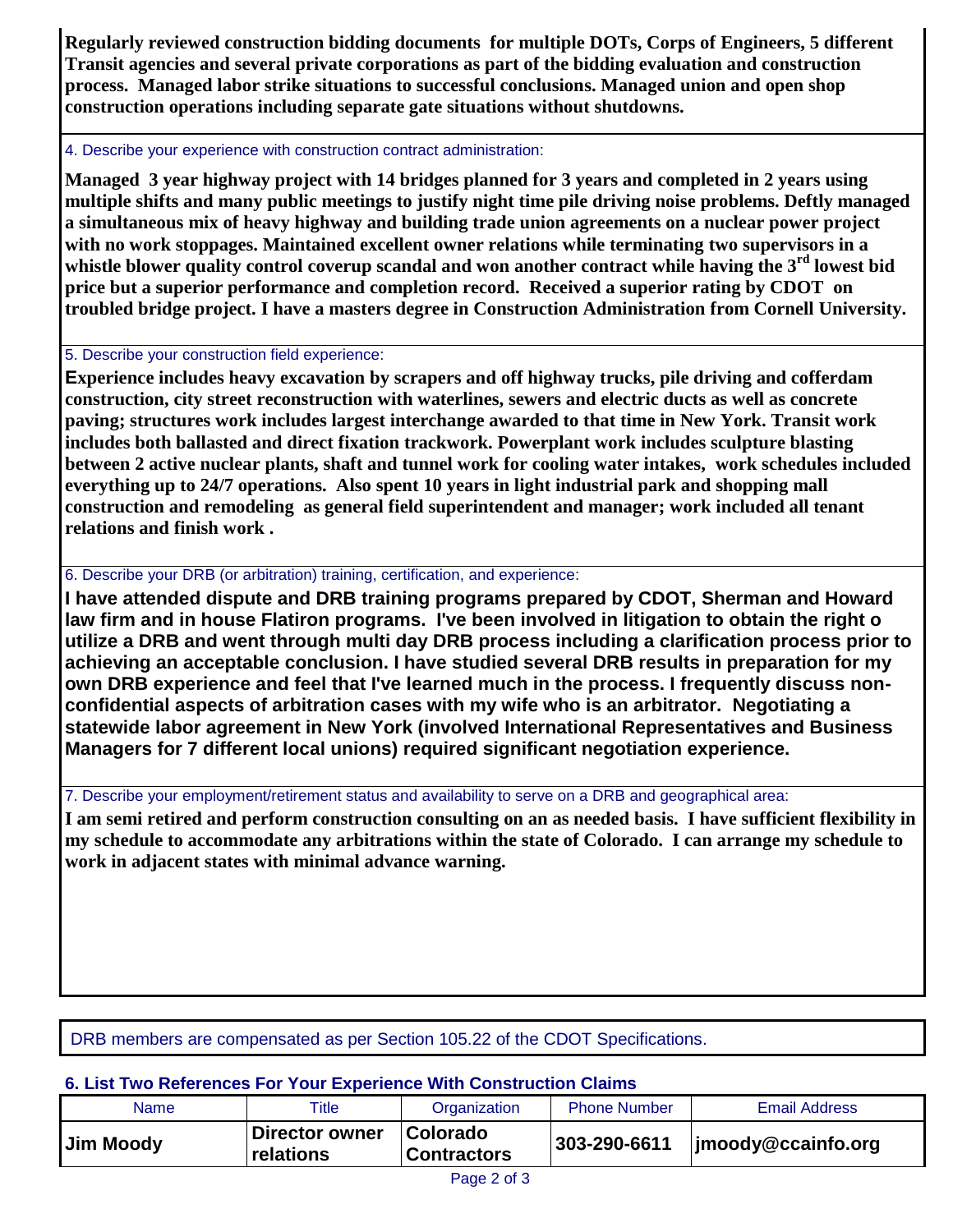**Regularly reviewed construction bidding documents for multiple DOTs, Corps of Engineers, 5 different Transit agencies and several private corporations as part of the bidding evaluation and construction process. Managed labor strike situations to successful conclusions. Managed union and open shop construction operations including separate gate situations without shutdowns.**

4. Describe your experience with construction contract administration:

**Managed 3 year highway project with 14 bridges planned for 3 years and completed in 2 years using multiple shifts and many public meetings to justify night time pile driving noise problems. Deftly managed a simultaneous mix of heavy highway and building trade union agreements on a nuclear power project with no work stoppages. Maintained excellent owner relations while terminating two supervisors in a whistle blower quality control coverup scandal and won another contract while having the 3rd lowest bid price but a superior performance and completion record. Received a superior rating by CDOT on troubled bridge project. I have a masters degree in Construction Administration from Cornell University.**

5. Describe your construction field experience:

**Experience includes heavy excavation by scrapers and off highway trucks, pile driving and cofferdam construction, city street reconstruction with waterlines, sewers and electric ducts as well as concrete paving; structures work includes largest interchange awarded to that time in New York. Transit work includes both ballasted and direct fixation trackwork. Powerplant work includes sculpture blasting between 2 active nuclear plants, shaft and tunnel work for cooling water intakes, work schedules included everything up to 24/7 operations. Also spent 10 years in light industrial park and shopping mall construction and remodeling as general field superintendent and manager; work included all tenant relations and finish work .**

6. Describe your DRB (or arbitration) training, certification, and experience:

**I have attended dispute and DRB training programs prepared by CDOT, Sherman and Howard law firm and in house Flatiron programs. I've been involved in litigation to obtain the right o utilize a DRB and went through multi day DRB process including a clarification process prior to achieving an acceptable conclusion. I have studied several DRB results in preparation for my own DRB experience and feel that I've learned much in the process. I frequently discuss non-confidential aspects of arbitration cases with my wife who is an arbitrator. Negotiating a statewide labor agreement in New York (involved International Representatives and Business Managers for 7 different local unions) required significant negotiation experience.**

7. Describe your employment/retirement status and availability to serve on a DRB and geographical area:

**I am semi retired and perform construction consulting on an as needed basis. I have sufficient flexibility in my schedule to accommodate any arbitrations within the state of Colorado. I can arrange my schedule to work in adjacent states with minimal advance warning.**

DRB members are compensated as per Section 105.22 of the CDOT Specifications.

### 6. List Two References For Your Experience With Construction Claims

| Name | Title | Organization | Phone Number | Email Address |
|---|---|---|---|---|
| **Jim Moody** | **Director owner relations** | **Colorado Contractors** | **303-290-6611** | **jmoody@ccainfo.org** |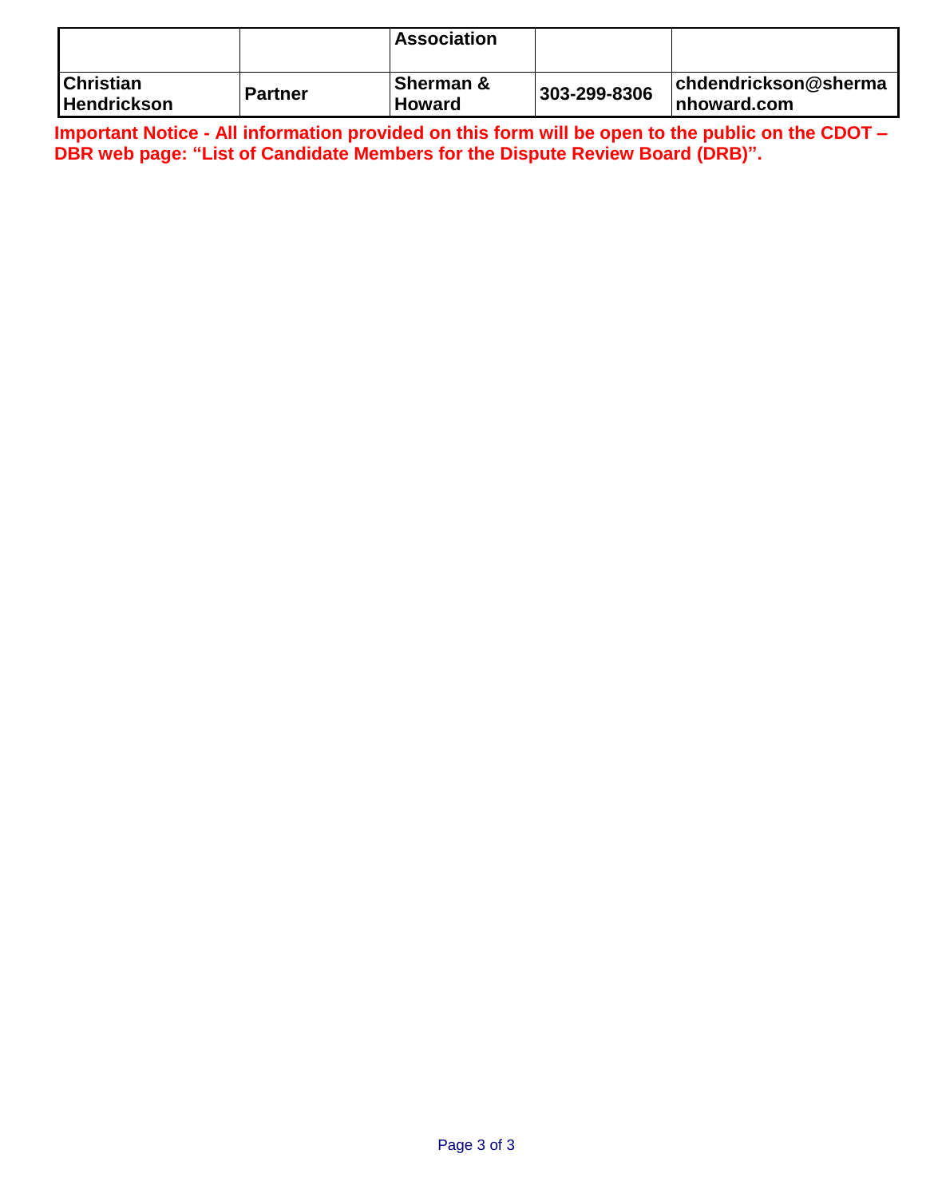| | | | | |
|---|---|---|---|---|
| | | Association | | |
| Christian Hendrickson | Partner | Sherman & Howard | 303-299-8306 | chdendrickson@shermanhoward.com |

**Important Notice - All information provided on this form will be open to the public on the CDOT – DBR web page: "List of Candidate Members for the Dispute Review Board (DRB)".**